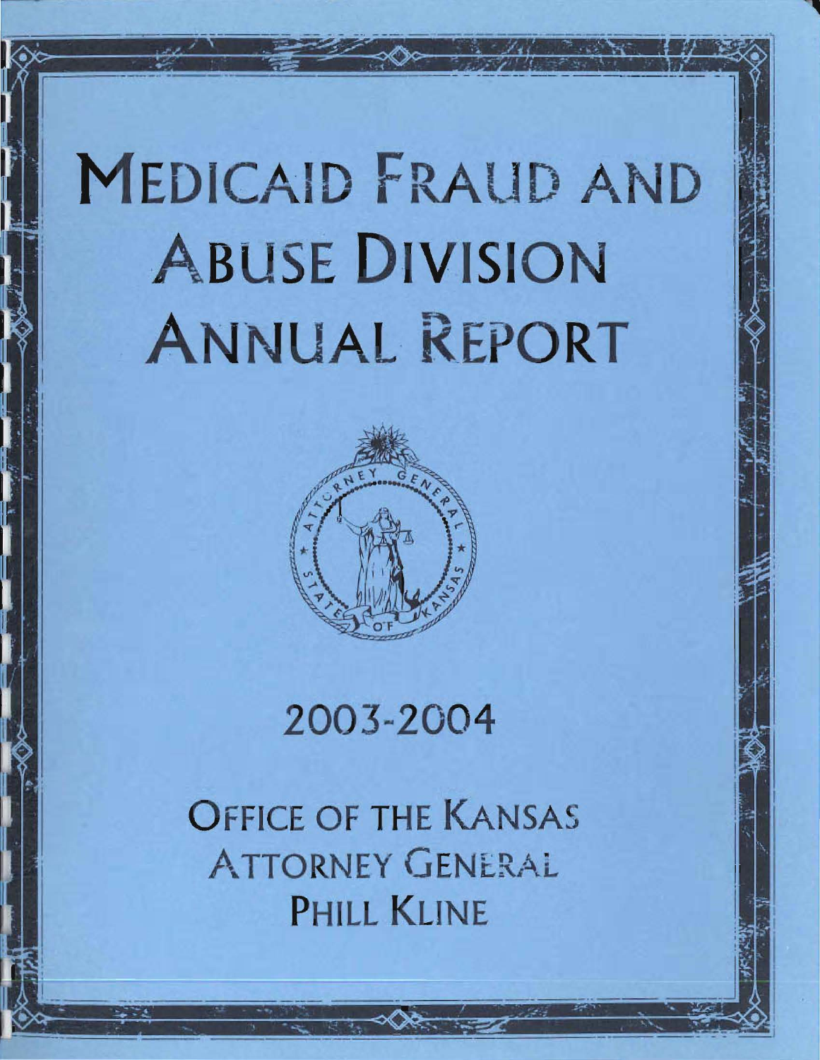# Medicaid Fraud and Abuse Division Annual Report

2003-2004

Office of the Kansas Attorney General
Phill Kline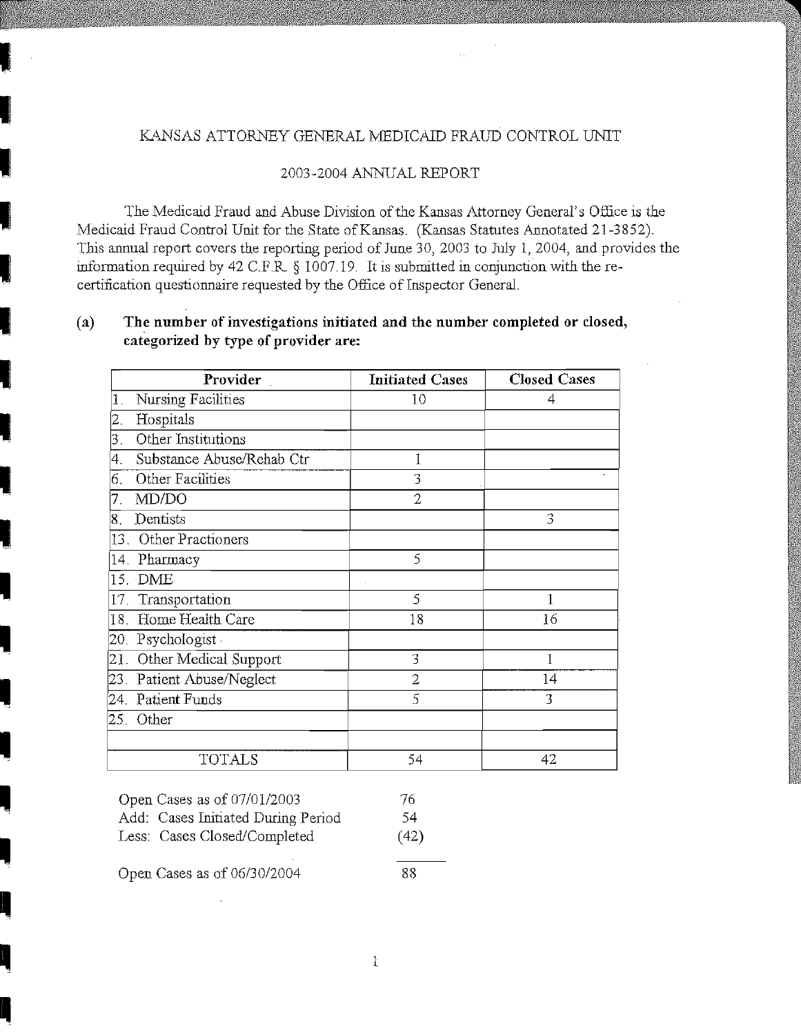KANSAS ATTORNEY GENERAL MEDICAID FRAUD CONTROL UNIT

2003-2004 ANNUAL REPORT

The Medicaid Fraud and Abuse Division of the Kansas Attorney General's Office is the Medicaid Fraud Control Unit for the State of Kansas. (Kansas Statutes Annotated 21-3852). This annual report covers the reporting period of June 30, 2003 to July 1, 2004, and provides the information required by 42 C.F.R. § 1007.19. It is submitted in conjunction with the re-certification questionnaire requested by the Office of Inspector General.

**(a) The number of investigations initiated and the number completed or closed, categorized by type of provider are:**

| Provider | Initiated Cases | Closed Cases |
|---|---|---|
| 1. Nursing Facilities | 10 | 4 |
| 2. Hospitals | | |
| 3. Other Institutions | | |
| 4. Substance Abuse/Rehab Ctr | 1 | |
| 6. Other Facilities | 3 | |
| 7. MD/DO | 2 | |
| 8. Dentists | | 3 |
| 13. Other Practioners | | |
| 14. Pharmacy | 5 | |
| 15. DME | | |
| 17. Transportation | 5 | 1 |
| 18. Home Health Care | 18 | 16 |
| 20. Psychologist | | |
| 21. Other Medical Support | 3 | 1 |
| 23. Patient Abuse/Neglect | 2 | 14 |
| 24. Patient Funds | 5 | 3 |
| 25. Other | | |
| | | |
| TOTALS | 54 | 42 |

| | |
|---|---|
| Open Cases as of 07/01/2003 | 76 |
| Add: Cases Initiated During Period | 54 |
| Less: Cases Closed/Completed | (42) |
| Open Cases as of 06/30/2004 | 88 |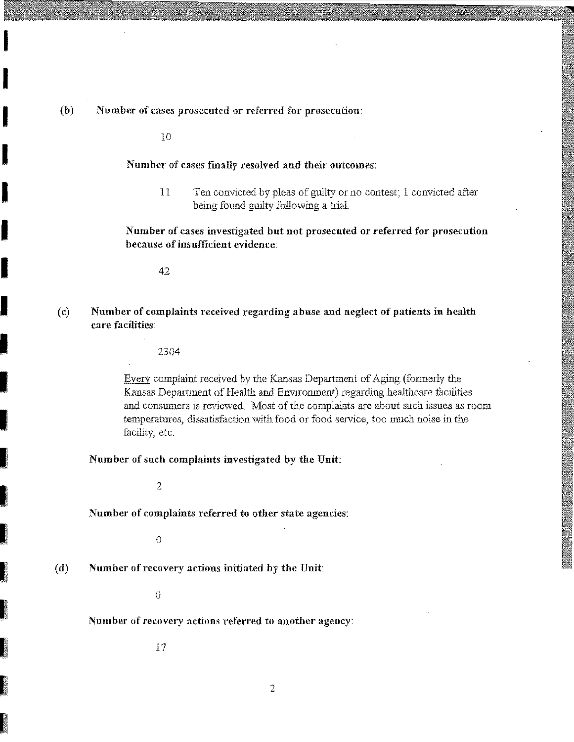**(b)** **Number of cases prosecuted or referred for prosecution:**

10

**Number of cases finally resolved and their outcomes:**

11 Ten convicted by pleas of guilty or no contest; 1 convicted after being found guilty following a trial.

**Number of cases investigated but not prosecuted or referred for prosecution because of insufficient evidence:**

42

**(c)** **Number of complaints received regarding abuse and neglect of patients in health care facilities:**

2304

Every complaint received by the Kansas Department of Aging (formerly the Kansas Department of Health and Environment) regarding healthcare facilities and consumers is reviewed. Most of the complaints are about such issues as room temperatures, dissatisfaction with food or food service, too much noise in the facility, etc.

**Number of such complaints investigated by the Unit:**

2

**Number of complaints referred to other state agencies:**

0

**(d)** **Number of recovery actions initiated by the Unit:**

0

**Number of recovery actions referred to another agency:**

17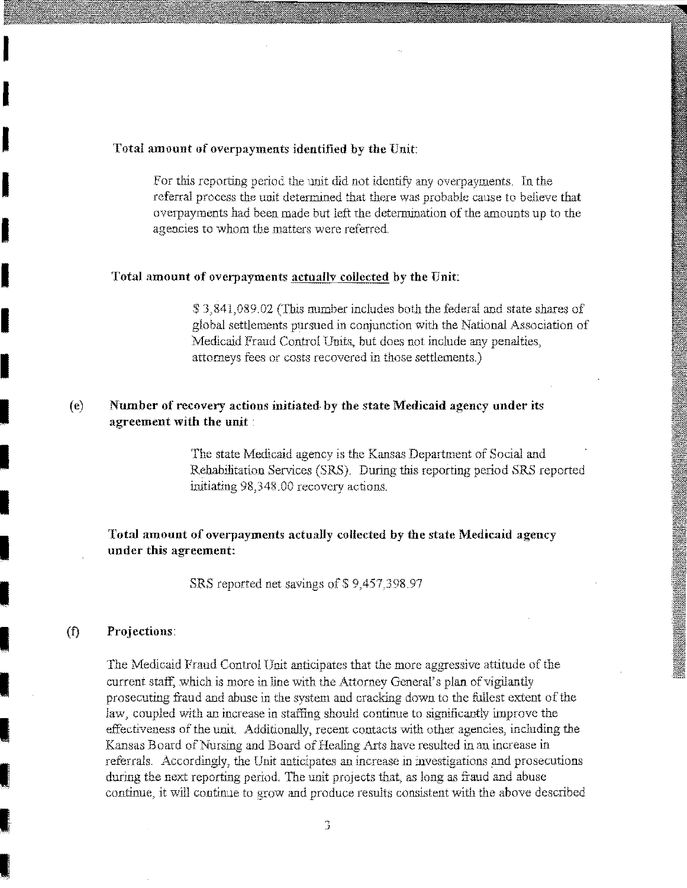**Total amount of overpayments identified by the Unit:**

For this reporting period the unit did not identify any overpayments. In the referral process the unit determined that there was probable cause to believe that overpayments had been made but left the determination of the amounts up to the agencies to whom the matters were referred.

**Total amount of overpayments actually collected by the Unit:**

$ 3,841,089.02 (This number includes both the federal and state shares of global settlements pursued in conjunction with the National Association of Medicaid Fraud Control Units, but does not include any penalties, attorneys fees or costs recovered in those settlements.)

**(e) Number of recovery actions initiated by the state Medicaid agency under its agreement with the unit:**

The state Medicaid agency is the Kansas Department of Social and Rehabilitation Services (SRS). During this reporting period SRS reported initiating 98,348.00 recovery actions.

**Total amount of overpayments actually collected by the state Medicaid agency under this agreement:**

SRS reported net savings of $ 9,457,398.97

**(f) Projections:**

The Medicaid Fraud Control Unit anticipates that the more aggressive attitude of the current staff, which is more in line with the Attorney General's plan of vigilantly prosecuting fraud and abuse in the system and cracking down to the fullest extent of the law, coupled with an increase in staffing should continue to significantly improve the effectiveness of the unit. Additionally, recent contacts with other agencies, including the Kansas Board of Nursing and Board of Healing Arts have resulted in an increase in referrals. Accordingly, the Unit anticipates an increase in investigations and prosecutions during the next reporting period. The unit projects that, as long as fraud and abuse continue, it will continue to grow and produce results consistent with the above described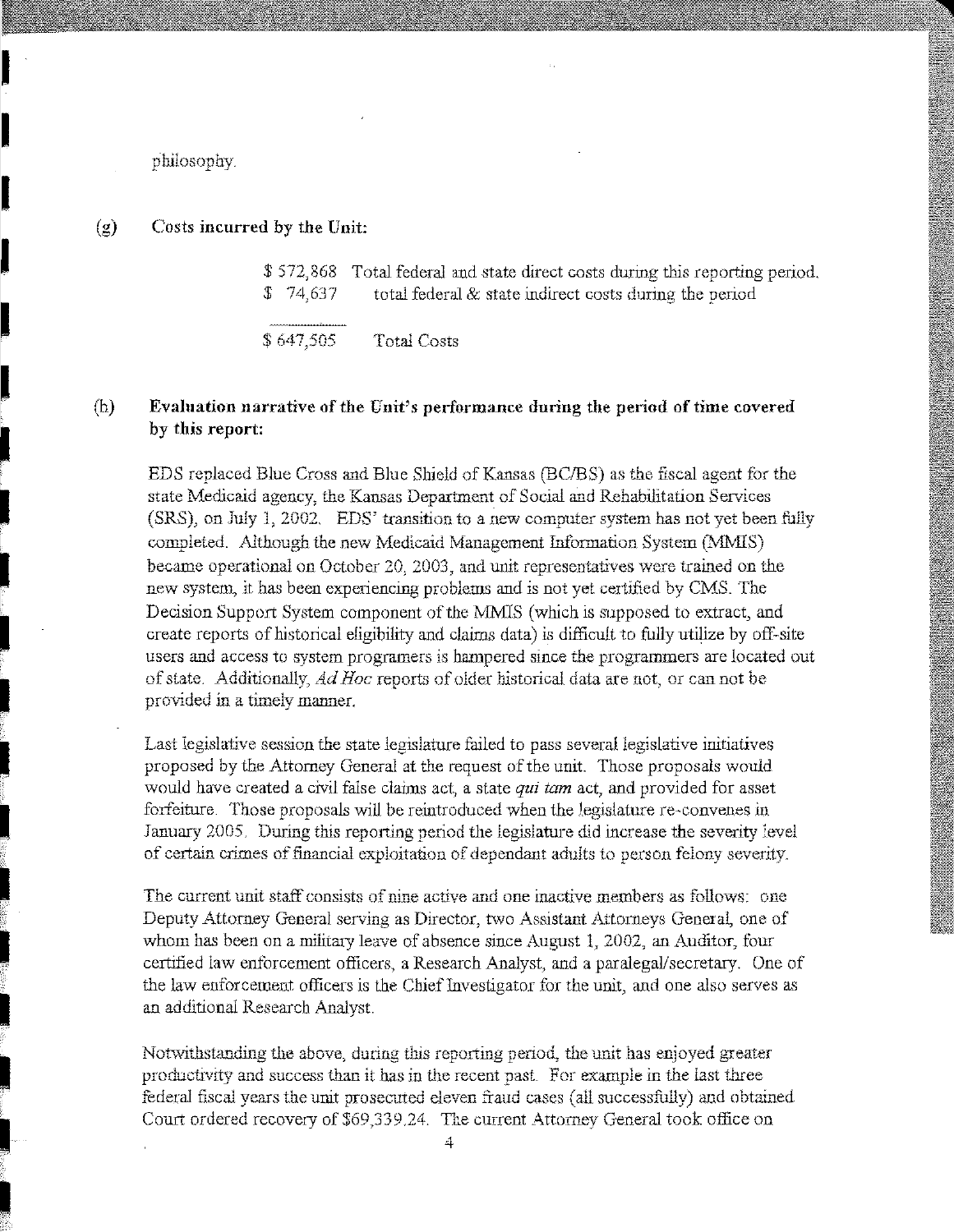philosophy.

(g) **Costs incurred by the Unit:**

| | |
|---|---|
| $ 572,868 | Total federal and state direct costs during this reporting period. |
| $ 74,637 | total federal & state indirect costs during the period |
| $ 647,505 | Total Costs |

(h) **Evaluation narrative of the Unit's performance during the period of time covered by this report:**

EDS replaced Blue Cross and Blue Shield of Kansas (BC/BS) as the fiscal agent for the state Medicaid agency, the Kansas Department of Social and Rehabilitation Services (SRS), on July 1, 2002. EDS' transition to a new computer system has not yet been fully completed. Although the new Medicaid Management Information System (MMIS) became operational on October 20, 2003, and unit representatives were trained on the new system, it has been experiencing problems and is not yet certified by CMS. The Decision Support System component of the MMIS (which is supposed to extract, and create reports of historical eligibility and claims data) is difficult to fully utilize by off-site users and access to system programers is hampered since the programmers are located out of state. Additionally, *Ad Hoc* reports of older historical data are not, or can not be provided in a timely manner.

Last legislative session the state legislature failed to pass several legislative initiatives proposed by the Attorney General at the request of the unit. Those proposals would would have created a civil false claims act, a state *qui tam* act, and provided for asset forfeiture. Those proposals will be reintroduced when the legislature re-convenes in January 2005. During this reporting period the legislature did increase the severity level of certain crimes of financial exploitation of dependant adults to person felony severity.

The current unit staff consists of nine active and one inactive members as follows: one Deputy Attorney General serving as Director, two Assistant Attorneys General, one of whom has been on a military leave of absence since August 1, 2002, an Auditor, four certified law enforcement officers, a Research Analyst, and a paralegal/secretary. One of the law enforcement officers is the Chief Investigator for the unit, and one also serves as an additional Research Analyst.

Notwithstanding the above, during this reporting period, the unit has enjoyed greater productivity and success than it has in the recent past. For example in the last three federal fiscal years the unit prosecuted eleven fraud cases (all successfully) and obtained Court ordered recovery of $69,339.24. The current Attorney General took office on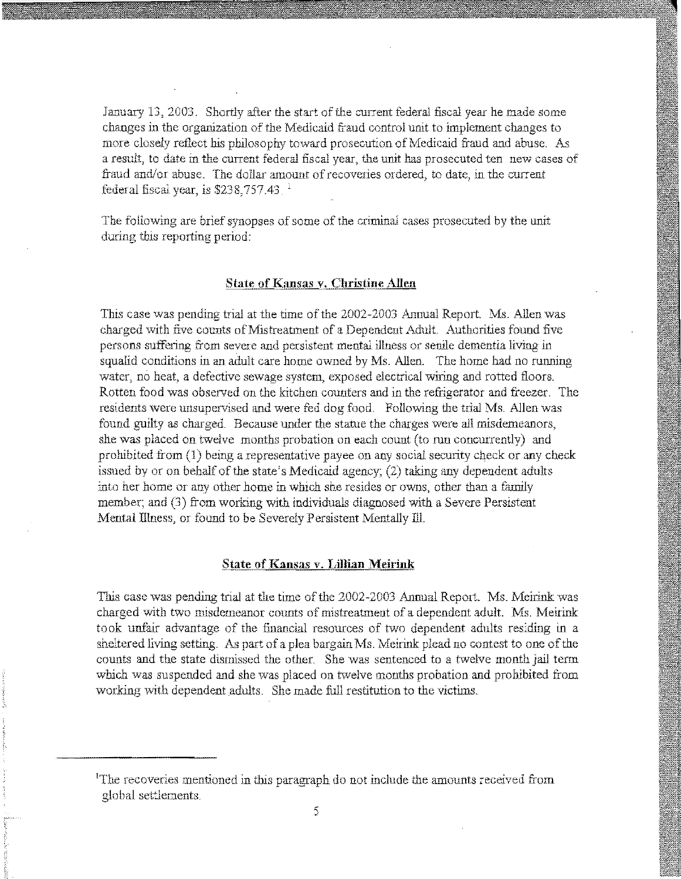January 13, 2003. Shortly after the start of the current federal fiscal year he made some changes in the organization of the Medicaid fraud control unit to implement changes to more closely reflect his philosophy toward prosecution of Medicaid fraud and abuse. As a result, to date in the current federal fiscal year, the unit has prosecuted ten new cases of fraud and/or abuse. The dollar amount of recoveries ordered, to date, in the current federal fiscal year, is $238,757.43. [1]

The following are brief synopses of some of the criminal cases prosecuted by the unit during this reporting period:

### State of Kansas v. Christine Allen

This case was pending trial at the time of the 2002-2003 Annual Report. Ms. Allen was charged with five counts of Mistreatment of a Dependent Adult. Authorities found five persons suffering from severe and persistent mental illness or senile dementia living in squalid conditions in an adult care home owned by Ms. Allen. The home had no running water, no heat, a defective sewage system, exposed electrical wiring and rotted floors. Rotten food was observed on the kitchen counters and in the refrigerator and freezer. The residents were unsupervised and were fed dog food. Following the trial Ms. Allen was found guilty as charged. Because under the statue the charges were all misdemeanors, she was placed on twelve months probation on each count (to run concurrently) and prohibited from (1) being a representative payee on any social security check or any check issued by or on behalf of the state's Medicaid agency; (2) taking any dependent adults into her home or any other home in which she resides or owns, other than a family member; and (3) from working with individuals diagnosed with a Severe Persistent Mental Illness, or found to be Severely Persistent Mentally Ill.

### State of Kansas v. Lillian Meirink

This case was pending trial at the time of the 2002-2003 Annual Report. Ms. Meirink was charged with two misdemeanor counts of mistreatment of a dependent adult. Ms. Meirink took unfair advantage of the financial resources of two dependent adults residing in a sheltered living setting. As part of a plea bargain Ms. Meirink plead no contest to one of the counts and the state dismissed the other. She was sentenced to a twelve month jail term which was suspended and she was placed on twelve months probation and prohibited from working with dependent adults. She made full restitution to the victims.

---

[1] The recoveries mentioned in this paragraph do not include the amounts received from global settlements.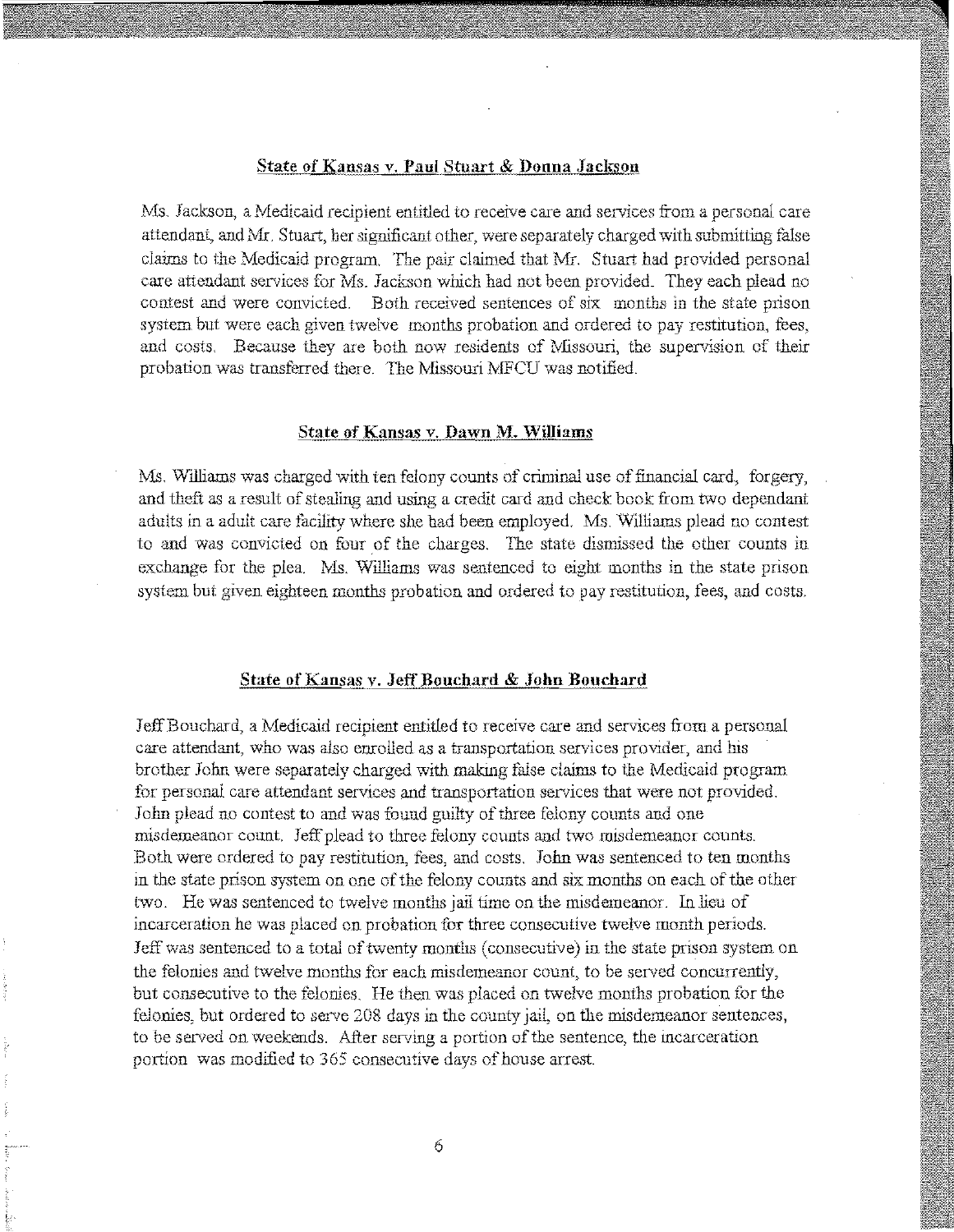### State of Kansas v. Paul Stuart & Donna Jackson

Ms. Jackson, a Medicaid recipient entitled to receive care and services from a personal care attendant, and Mr. Stuart, her significant other, were separately charged with submitting false claims to the Medicaid program. The pair claimed that Mr. Stuart had provided personal care attendant services for Ms. Jackson which had not been provided. They each plead no contest and were convicted. Both received sentences of six months in the state prison system but were each given twelve months probation and ordered to pay restitution, fees, and costs. Because they are both now residents of Missouri, the supervision of their probation was transferred there. The Missouri MFCU was notified.

### State of Kansas v. Dawn M. Williams

Ms. Williams was charged with ten felony counts of criminal use of financial card, forgery, and theft as a result of stealing and using a credit card and check book from two dependant adults in a adult care facility where she had been employed. Ms. Williams plead no contest to and was convicted on four of the charges. The state dismissed the other counts in exchange for the plea. Ms. Williams was sentenced to eight months in the state prison system but given eighteen months probation and ordered to pay restitution, fees, and costs.

### State of Kansas v. Jeff Bouchard & John Bouchard

Jeff Bouchard, a Medicaid recipient entitled to receive care and services from a personal care attendant, who was also enrolled as a transportation services provider, and his brother John were separately charged with making false claims to the Medicaid program for personal care attendant services and transportation services that were not provided. John plead no contest to and was found guilty of three felony counts and one misdemeanor count. Jeff plead to three felony counts and two misdemeanor counts. Both were ordered to pay restitution, fees, and costs. John was sentenced to ten months in the state prison system on one of the felony counts and six months on each of the other two. He was sentenced to twelve months jail time on the misdemeanor. In lieu of incarceration he was placed on probation for three consecutive twelve month periods. Jeff was sentenced to a total of twenty months (consecutive) in the state prison system on the felonies and twelve months for each misdemeanor count, to be served concurrently, but consecutive to the felonies. He then was placed on twelve months probation for the felonies, but ordered to serve 208 days in the county jail, on the misdemeanor sentences, to be served on weekends. After serving a portion of the sentence, the incarceration portion was modified to 365 consecutive days of house arrest.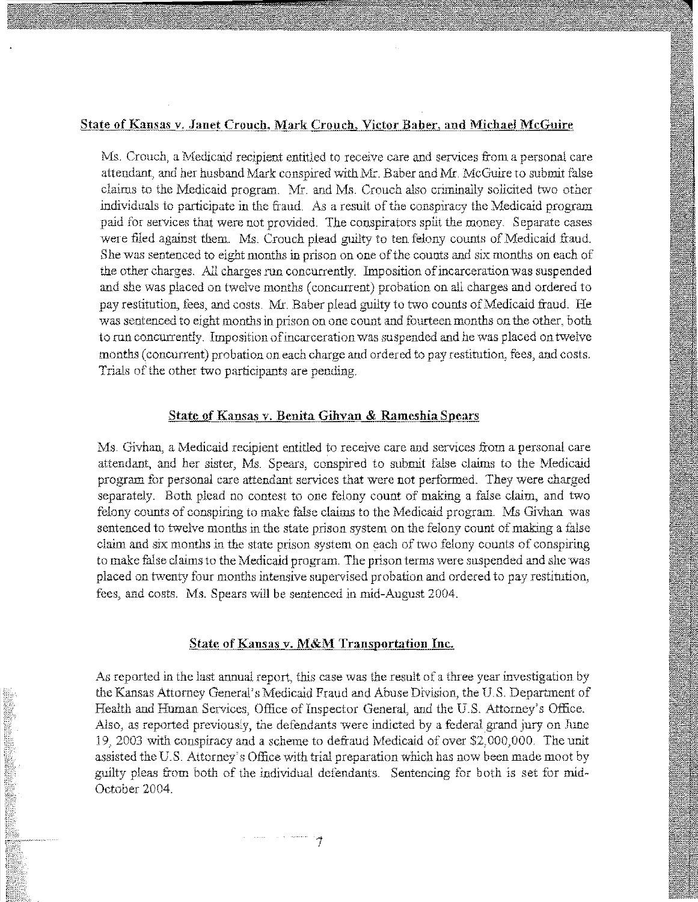## State of Kansas v. Janet Crouch, Mark Crouch, Victor Baber, and Michael McGuire

Ms. Crouch, a Medicaid recipient entitled to receive care and services from a personal care attendant, and her husband Mark conspired with Mr. Baber and Mr. McGuire to submit false claims to the Medicaid program. Mr. and Ms. Crouch also criminally solicited two other individuals to participate in the fraud. As a result of the conspiracy the Medicaid program paid for services that were not provided. The conspirators split the money. Separate cases were filed against them. Ms. Crouch plead guilty to ten felony counts of Medicaid fraud. She was sentenced to eight months in prison on one of the counts and six months on each of the other charges. All charges run concurrently. Imposition of incarceration was suspended and she was placed on twelve months (concurrent) probation on all charges and ordered to pay restitution, fees, and costs. Mr. Baber plead guilty to two counts of Medicaid fraud. He was sentenced to eight months in prison on one count and fourteen months on the other, both to run concurrently. Imposition of incarceration was suspended and he was placed on twelve months (concurrent) probation on each charge and ordered to pay restitution, fees, and costs. Trials of the other two participants are pending.

## State of Kansas v. Benita Gihvan & Rameshia Spears

Ms. Givhan, a Medicaid recipient entitled to receive care and services from a personal care attendant, and her sister, Ms. Spears, conspired to submit false claims to the Medicaid program for personal care attendant services that were not performed. They were charged separately. Both plead no contest to one felony count of making a false claim, and two felony counts of conspiring to make false claims to the Medicaid program. Ms Givhan was sentenced to twelve months in the state prison system on the felony count of making a false claim and six months in the state prison system on each of two felony counts of conspiring to make false claims to the Medicaid program. The prison terms were suspended and she was placed on twenty four months intensive supervised probation and ordered to pay restitution, fees, and costs. Ms. Spears will be sentenced in mid-August 2004.

## State of Kansas v. M&M Transportation Inc.

As reported in the last annual report, this case was the result of a three year investigation by the Kansas Attorney General's Medicaid Fraud and Abuse Division, the U.S. Department of Health and Human Services, Office of Inspector General, and the U.S. Attorney's Office. Also, as reported previously, the defendants were indicted by a federal grand jury on June 19, 2003 with conspiracy and a scheme to defraud Medicaid of over $2,000,000. The unit assisted the U.S. Attorney's Office with trial preparation which has now been made moot by guilty pleas from both of the individual defendants. Sentencing for both is set for mid-October 2004.